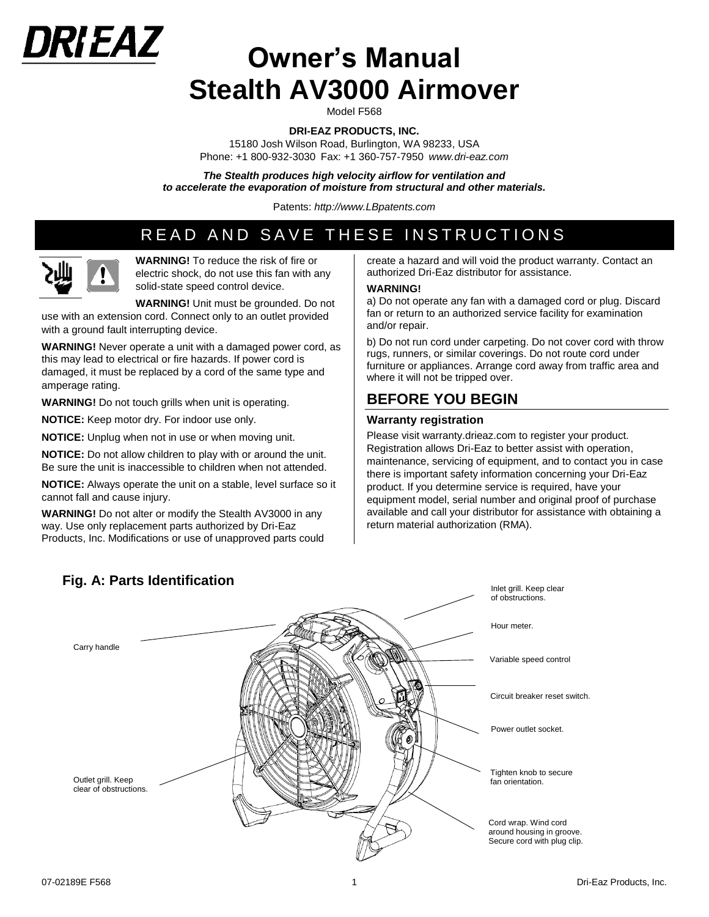# Owner's Manual
# Stealth AV3000 Airmover

Model F568

**DRI-EAZ PRODUCTS, INC.**
15180 Josh Wilson Road, Burlington, WA 98233, USA
Phone: +1 800-932-3030 Fax: +1 360-757-7950 *www.dri-eaz.com*

***The Stealth produces high velocity airflow for ventilation and to accelerate the evaporation of moisture from structural and other materials.***

Patents: *http://www.LBpatents.com*

## READ AND SAVE THESE INSTRUCTIONS

**WARNING!** To reduce the risk of fire or electric shock, do not use this fan with any solid-state speed control device.

**WARNING!** Unit must be grounded. Do not use with an extension cord. Connect only to an outlet provided with a ground fault interrupting device.

**WARNING!** Never operate a unit with a damaged power cord, as this may lead to electrical or fire hazards. If power cord is damaged, it must be replaced by a cord of the same type and amperage rating.

**WARNING!** Do not touch grills when unit is operating.

**NOTICE:** Keep motor dry. For indoor use only.

**NOTICE:** Unplug when not in use or when moving unit.

**NOTICE:** Do not allow children to play with or around the unit. Be sure the unit is inaccessible to children when not attended.

**NOTICE:** Always operate the unit on a stable, level surface so it cannot fall and cause injury.

**WARNING!** Do not alter or modify the Stealth AV3000 in any way. Use only replacement parts authorized by Dri-Eaz Products, Inc. Modifications or use of unapproved parts could create a hazard and will void the product warranty. Contact an authorized Dri-Eaz distributor for assistance.

**WARNING!**

a) Do not operate any fan with a damaged cord or plug. Discard fan or return to an authorized service facility for examination and/or repair.

b) Do not run cord under carpeting. Do not cover cord with throw rugs, runners, or similar coverings. Do not route cord under furniture or appliances. Arrange cord away from traffic area and where it will not be tripped over.

## BEFORE YOU BEGIN

### Warranty registration

Please visit warranty.drieaz.com to register your product. Registration allows Dri-Eaz to better assist with operation, maintenance, servicing of equipment, and to contact you in case there is important safety information concerning your Dri-Eaz product. If you determine service is required, have your equipment model, serial number and original proof of purchase available and call your distributor for assistance with obtaining a return material authorization (RMA).

### Fig. A: Parts Identification

- Carry handle
- Outlet grill. Keep clear of obstructions.
- Inlet grill. Keep clear of obstructions.
- Hour meter.
- Variable speed control
- Circuit breaker reset switch.
- Power outlet socket.
- Tighten knob to secure fan orientation.
- Cord wrap. Wind cord around housing in groove. Secure cord with plug clip.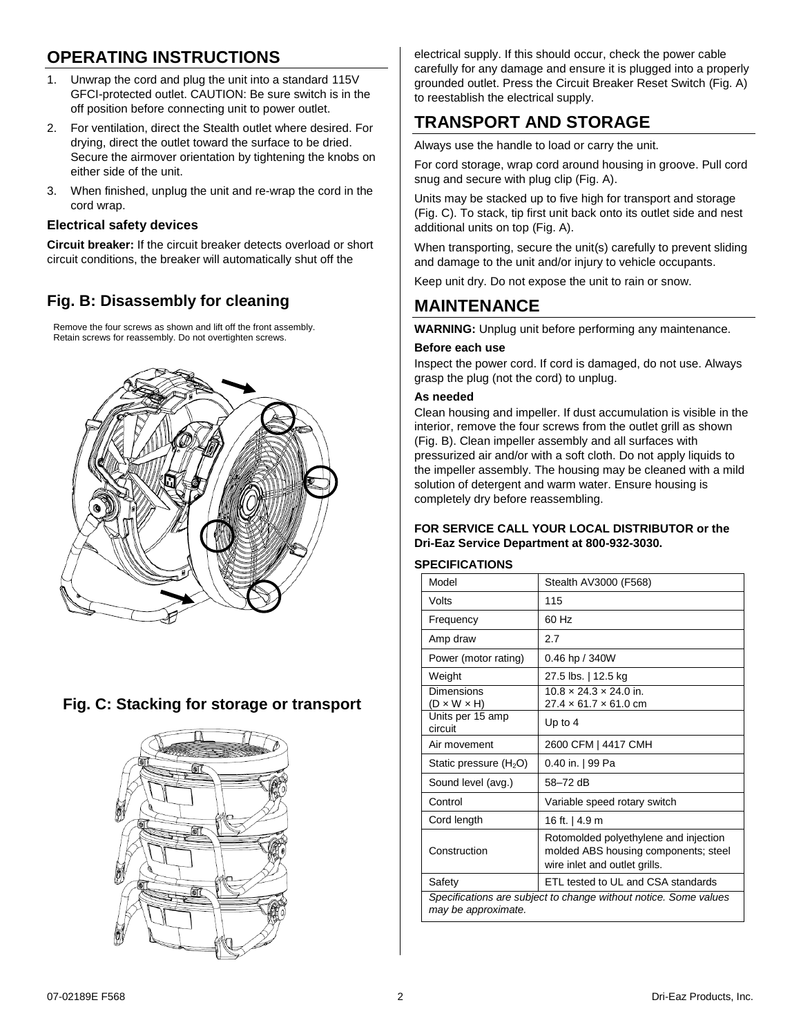## OPERATING INSTRUCTIONS

1. Unwrap the cord and plug the unit into a standard 115V GFCI-protected outlet. CAUTION: Be sure switch is in the off position before connecting unit to power outlet.
2. For ventilation, direct the Stealth outlet where desired. For drying, direct the outlet toward the surface to be dried. Secure the airmover orientation by tightening the knobs on either side of the unit.
3. When finished, unplug the unit and re-wrap the cord in the cord wrap.

### Electrical safety devices

**Circuit breaker:** If the circuit breaker detects overload or short circuit conditions, the breaker will automatically shut off the electrical supply. If this should occur, check the power cable carefully for any damage and ensure it is plugged into a properly grounded outlet. Press the Circuit Breaker Reset Switch (Fig. A) to reestablish the electrical supply.

### Fig. B: Disassembly for cleaning

Remove the four screws as shown and lift off the front assembly. Retain screws for reassembly. Do not overtighten screws.

### Fig. C: Stacking for storage or transport

## TRANSPORT AND STORAGE

Always use the handle to load or carry the unit.

For cord storage, wrap cord around housing in groove. Pull cord snug and secure with plug clip (Fig. A).

Units may be stacked up to five high for transport and storage (Fig. C). To stack, tip first unit back onto its outlet side and nest additional units on top (Fig. A).

When transporting, secure the unit(s) carefully to prevent sliding and damage to the unit and/or injury to vehicle occupants.

Keep unit dry. Do not expose the unit to rain or snow.

## MAINTENANCE

**WARNING:** Unplug unit before performing any maintenance.

### Before each use

Inspect the power cord. If cord is damaged, do not use. Always grasp the plug (not the cord) to unplug.

### As needed

Clean housing and impeller. If dust accumulation is visible in the interior, remove the four screws from the outlet grill as shown (Fig. B). Clean impeller assembly and all surfaces with pressurized air and/or with a soft cloth. Do not apply liquids to the impeller assembly. The housing may be cleaned with a mild solution of detergent and warm water. Ensure housing is completely dry before reassembling.

**FOR SERVICE CALL YOUR LOCAL DISTRIBUTOR or the Dri-Eaz Service Department at 800-932-3030.**

### SPECIFICATIONS

| Model | Stealth AV3000 (F568) |
|---|---|
| Volts | 115 |
| Frequency | 60 Hz |
| Amp draw | 2.7 |
| Power (motor rating) | 0.46 hp / 340W |
| Weight | 27.5 lbs. \| 12.5 kg |
| Dimensions (D × W × H) | 10.8 × 24.3 × 24.0 in. 27.4 × 61.7 × 61.0 cm |
| Units per 15 amp circuit | Up to 4 |
| Air movement | 2600 CFM \| 4417 CMH |
| Static pressure ($H_2O$) | 0.40 in. \| 99 Pa |
| Sound level (avg.) | 58–72 dB |
| Control | Variable speed rotary switch |
| Cord length | 16 ft. \| 4.9 m |
| Construction | Rotomolded polyethylene and injection molded ABS housing components; steel wire inlet and outlet grills. |
| Safety | ETL tested to UL and CSA standards |

*Specifications are subject to change without notice. Some values may be approximate.*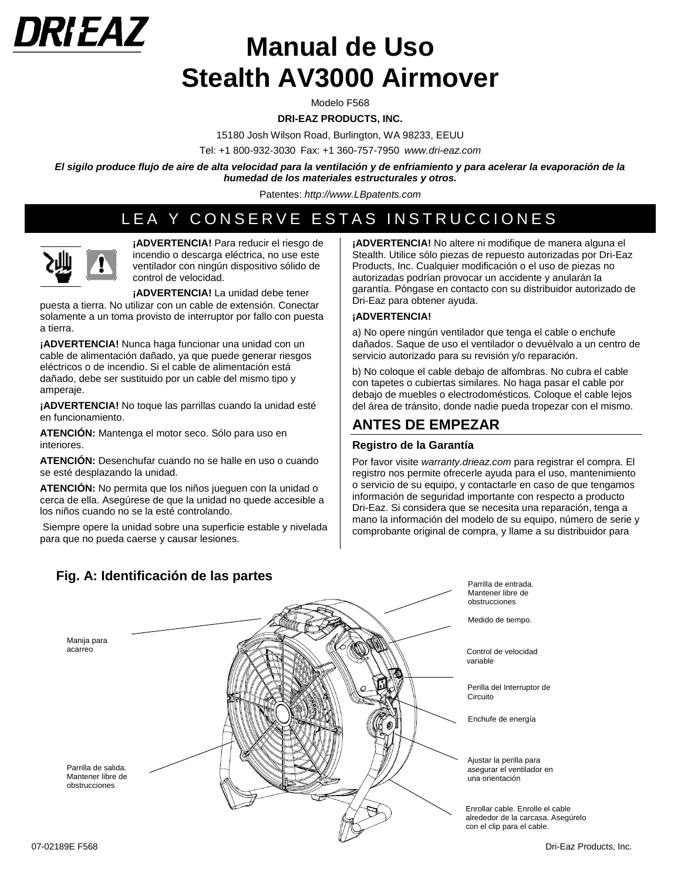# Manual de Uso
# Stealth AV3000 Airmover

Modelo F568

**DRI-EAZ PRODUCTS, INC.**

15180 Josh Wilson Road, Burlington, WA 98233, EEUU

Tel: +1 800-932-3030 Fax: +1 360-757-7950 *www.dri-eaz.com*

***El sigilo produce flujo de aire de alta velocidad para la ventilación y de enfriamiento y para acelerar la evaporación de la humedad de los materiales estructurales y otros.***

Patentes: *http://www.LBpatents.com*

## LEA Y CONSERVE ESTAS INSTRUCCIONES

**¡ADVERTENCIA!** Para reducir el riesgo de incendio o descarga eléctrica, no use este ventilador con ningún dispositivo sólido de control de velocidad.

**¡ADVERTENCIA!** La unidad debe tener puesta a tierra. No utilizar con un cable de extensión. Conectar solamente a un toma provisto de interruptor por fallo con puesta a tierra.

**¡ADVERTENCIA!** Nunca haga funcionar una unidad con un cable de alimentación dañado, ya que puede generar riesgos eléctricos o de incendio. Si el cable de alimentación está dañado, debe ser sustituido por un cable del mismo tipo y amperaje.

**¡ADVERTENCIA!** No toque las parrillas cuando la unidad esté en funcionamiento.

**ATENCIÓN:** Mantenga el motor seco. Sólo para uso en interiores.

**ATENCIÓN:** Desenchufar cuando no se halle en uso o cuando se esté desplazando la unidad.

**ATENCIÓN:** No permita que los niños jueguen con la unidad o cerca de ella. Asegúrese de que la unidad no quede accesible a los niños cuando no se la esté controlando.

Siempre opere la unidad sobre una superficie estable y nivelada para que no pueda caerse y causar lesiones.

**¡ADVERTENCIA!** No altere ni modifique de manera alguna el Stealth. Utilice sólo piezas de repuesto autorizadas por Dri-Eaz Products, Inc. Cualquier modificación o el uso de piezas no autorizadas podrían provocar un accidente y anularán la garantía. Póngase en contacto con su distribuidor autorizado de Dri-Eaz para obtener ayuda.

**¡ADVERTENCIA!**

a) No opere ningún ventilador que tenga el cable o enchufe dañados. Saque de uso el ventilador o devuélvalo a un centro de servicio autorizado para su revisión y/o reparación.

b) No coloque el cable debajo de alfombras. No cubra el cable con tapetes o cubiertas similares. No haga pasar el cable por debajo de muebles o electrodomésticos. Coloque el cable lejos del área de tránsito, donde nadie pueda tropezar con el mismo.

## ANTES DE EMPEZAR

### Registro de la Garantía

Por favor visite *warranty.drieaz.com* para registrar el compra. El registro nos permite ofrecerle ayuda para el uso, mantenimiento o servicio de su equipo, y contactarle en caso de que tengamos información de seguridad importante con respecto a producto Dri-Eaz. Si considera que se necesita una reparación, tenga a mano la información del modelo de su equipo, número de serie y comprobante original de compra, y llame a su distribuidor para

### Fig. A: Identificación de las partes

Manija para acarreo

Parrilla de salida. Mantener libre de obstrucciones

Parrilla de entrada. Mantener libre de obstrucciones

Medido de tiempo.

Control de velocidad variable

Perilla del Interruptor de Circuito

Enchufe de energía

Ajustar la perilla para asegurar el ventilador en una orientación

Enrollar cable. Enrolle el cable alrededor de la carcasa. Asegúrelo con el clip para el cable.

07-02189E F568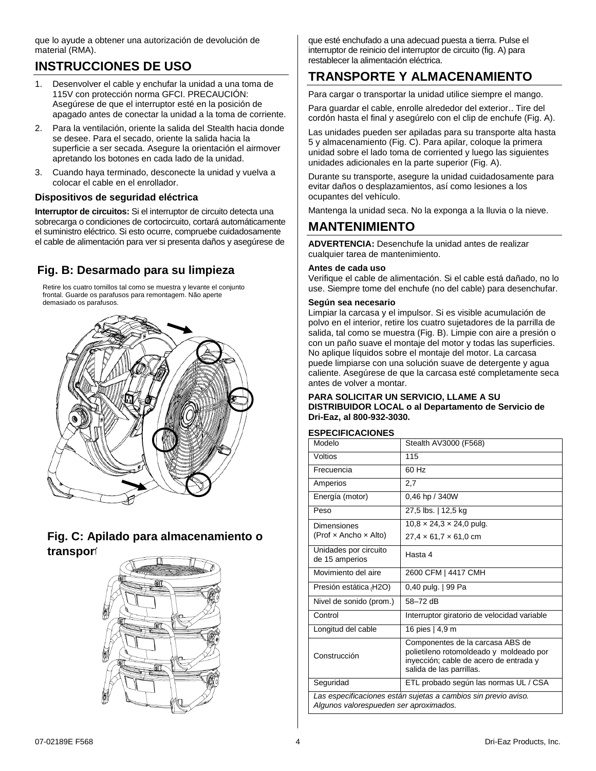que lo ayude a obtener una autorización de devolución de material (RMA).

## INSTRUCCIONES DE USO

1. Desenvolver el cable y enchufar la unidad a una toma de 115V con protección norma GFCI. PRECAUCIÓN: Asegúrese de que el interruptor esté en la posición de apagado antes de conectar la unidad a la toma de corriente.
2. Para la ventilación, oriente la salida del Stealth hacia donde se desee. Para el secado, oriente la salida hacia la superficie a ser secada. Asegure la orientación el airmover apretando los botones en cada lado de la unidad.
3. Cuando haya terminado, desconecte la unidad y vuelva a colocar el cable en el enrollador.

### Dispositivos de seguridad eléctrica

**Interruptor de circuitos:** Si el interruptor de circuito detecta una sobrecarga o condiciones de cortocircuito, cortará automáticamente el suministro eléctrico. Si esto ocurre, compruebe cuidadosamente el cable de alimentación para ver si presenta daños y asegúrese de que esté enchufado a una adecuad puesta a tierra. Pulse el interruptor de reinicio del interruptor de circuito (fig. A) para restablecer la alimentación eléctrica.

### Fig. B: Desarmado para su limpieza

Retire los cuatro tornillos tal como se muestra y levante el conjunto frontal. Guarde os parafusos para remontagem. Não aperte demasiado os parafusos.

### Fig. C: Apilado para almacenamiento o transporte

## TRANSPORTE Y ALMACENAMIENTO

Para cargar o transportar la unidad utilice siempre el mango.

Para guardar el cable, enrolle alrededor del exterior.. Tire del cordón hasta el final y asegúrelo con el clip de enchufe (Fig. A).

Las unidades pueden ser apiladas para su transporte alta hasta 5 y almacenamiento (Fig. C). Para apilar, coloque la primera unidad sobre el lado toma de corriented y luego las siguientes unidades adicionales en la parte superior (Fig. A).

Durante su transporte, asegure la unidad cuidadosamente para evitar daños o desplazamientos, así como lesiones a los ocupantes del vehículo.

Mantenga la unidad seca. No la exponga a la lluvia o la nieve.

## MANTENIMIENTO

**ADVERTENCIA:** Desenchufe la unidad antes de realizar cualquier tarea de mantenimiento.

**Antes de cada uso**
Verifique el cable de alimentación. Si el cable está dañado, no lo use. Siempre tome del enchufe (no del cable) para desenchufar.

**Según sea necesario**
Limpiar la carcasa y el impulsor. Si es visible acumulación de polvo en el interior, retire los cuatro sujetadores de la parrilla de salida, tal como se muestra (Fig. B). Limpie con aire a presión o con un paño suave el montaje del motor y todas las superficies. No aplique líquidos sobre el montaje del motor. La carcasa puede limpiarse con una solución suave de detergente y agua caliente. Asegúrese de que la carcasa esté completamente seca antes de volver a montar.

**PARA SOLICITAR UN SERVICIO, LLAME A SU DISTRIBUIDOR LOCAL o al Departamento de Servicio de Dri-Eaz, al 800-932-3030.**

**ESPECIFICACIONES**

| Modelo | Stealth AV3000 (F568) |
|---|---|
| Voltios | 115 |
| Frecuencia | 60 Hz |
| Amperios | 2,7 |
| Energía (motor) | 0,46 hp / 340W |
| Peso | 27,5 lbs. \| 12,5 kg |
| Dimensiones (Prof × Ancho × Alto) | 10,8 × 24,3 × 24,0 pulg. 27,4 × 61,7 × 61,0 cm |
| Unidades por circuito de 15 amperios | Hasta 4 |
| Movimiento del aire | 2600 CFM \| 4417 CMH |
| Presión estática (H2O) | 0,40 pulg. \| 99 Pa |
| Nivel de sonido (prom.) | 58–72 dB |
| Control | Interruptor giratorio de velocidad variable |
| Longitud del cable | 16 pies \| 4,9 m |
| Construcción | Componentes de la carcasa ABS de polietileno rotomoldeado y moldeado por inyección; cable de acero de entrada y salida de las parrillas. |
| Seguridad | ETL probado según las normas UL / CSA |

*Las especificaciones están sujetas a cambios sin previo aviso. Algunos valorespueden ser aproximados.*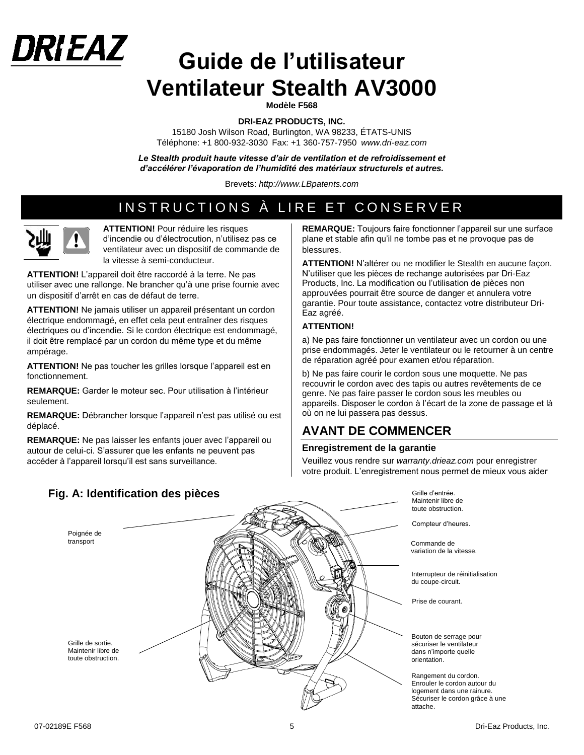# Guide de l'utilisateur
# Ventilateur Stealth AV3000

**Modèle F568**

**DRI-EAZ PRODUCTS, INC.**

15180 Josh Wilson Road, Burlington, WA 98233, ÉTATS-UNIS

Téléphone: +1 800-932-3030 Fax: +1 360-757-7950 *www.dri-eaz.com*

***Le Stealth produit haute vitesse d'air de ventilation et de refroidissement et d'accélérer l'évaporation de l'humidité des matériaux structurels et autres.***

Brevets: *http://www.LBpatents.com*

## INSTRUCTIONS À LIRE ET CONSERVER

**ATTENTION!** Pour réduire les risques d'incendie ou d'électrocution, n'utilisez pas ce ventilateur avec un dispositif de commande de la vitesse à semi-conducteur.

**ATTENTION!** L'appareil doit être raccordé à la terre. Ne pas utiliser avec une rallonge. Ne brancher qu'à une prise fournie avec un dispositif d'arrêt en cas de défaut de terre.

**ATTENTION!** Ne jamais utiliser un appareil présentant un cordon électrique endommagé, en effet cela peut entraîner des risques électriques ou d'incendie. Si le cordon électrique est endommagé, il doit être remplacé par un cordon du même type et du même ampérage.

**ATTENTION!** Ne pas toucher les grilles lorsque l'appareil est en fonctionnement.

**REMARQUE:** Garder le moteur sec. Pour utilisation à l'intérieur seulement.

**REMARQUE:** Débrancher lorsque l'appareil n'est pas utilisé ou est déplacé.

**REMARQUE:** Ne pas laisser les enfants jouer avec l'appareil ou autour de celui-ci. S'assurer que les enfants ne peuvent pas accéder à l'appareil lorsqu'il est sans surveillance.

**REMARQUE:** Toujours faire fonctionner l'appareil sur une surface plane et stable afin qu'il ne tombe pas et ne provoque pas de blessures.

**ATTENTION!** N'altérer ou ne modifier le Stealth en aucune façon. N'utiliser que les pièces de rechange autorisées par Dri-Eaz Products, Inc. La modification ou l'utilisation de pièces non approuvées pourrait être source de danger et annulera votre garantie. Pour toute assistance, contactez votre distributeur Dri-Eaz agréé.

**ATTENTION!**

a) Ne pas faire fonctionner un ventilateur avec un cordon ou une prise endommagés. Jeter le ventilateur ou le retourner à un centre de réparation agréé pour examen et/ou réparation.

b) Ne pas faire courir le cordon sous une moquette. Ne pas recouvrir le cordon avec des tapis ou autres revêtements de ce genre. Ne pas faire passer le cordon sous les meubles ou appareils. Disposer le cordon à l'écart de la zone de passage et là où on ne lui passera pas dessus.

## AVANT DE COMMENCER

### Enregistrement de la garantie

Veuillez vous rendre sur *warranty.drieaz.com* pour enregistrer votre produit. L'enregistrement nous permet de mieux vous aider

### Fig. A: Identification des pièces

- Poignée de transport
- Grille de sortie. Maintenir libre de toute obstruction.
- Grille d'entrée. Maintenir libre de toute obstruction.
- Compteur d'heures.
- Commande de variation de la vitesse.
- Interrupteur de réinitialisation du coupe-circuit.
- Prise de courant.
- Bouton de serrage pour sécuriser le ventilateur dans n'importe quelle orientation.
- Rangement du cordon. Enrouler le cordon autour du logement dans une rainure. Sécuriser le cordon grâce à une attache.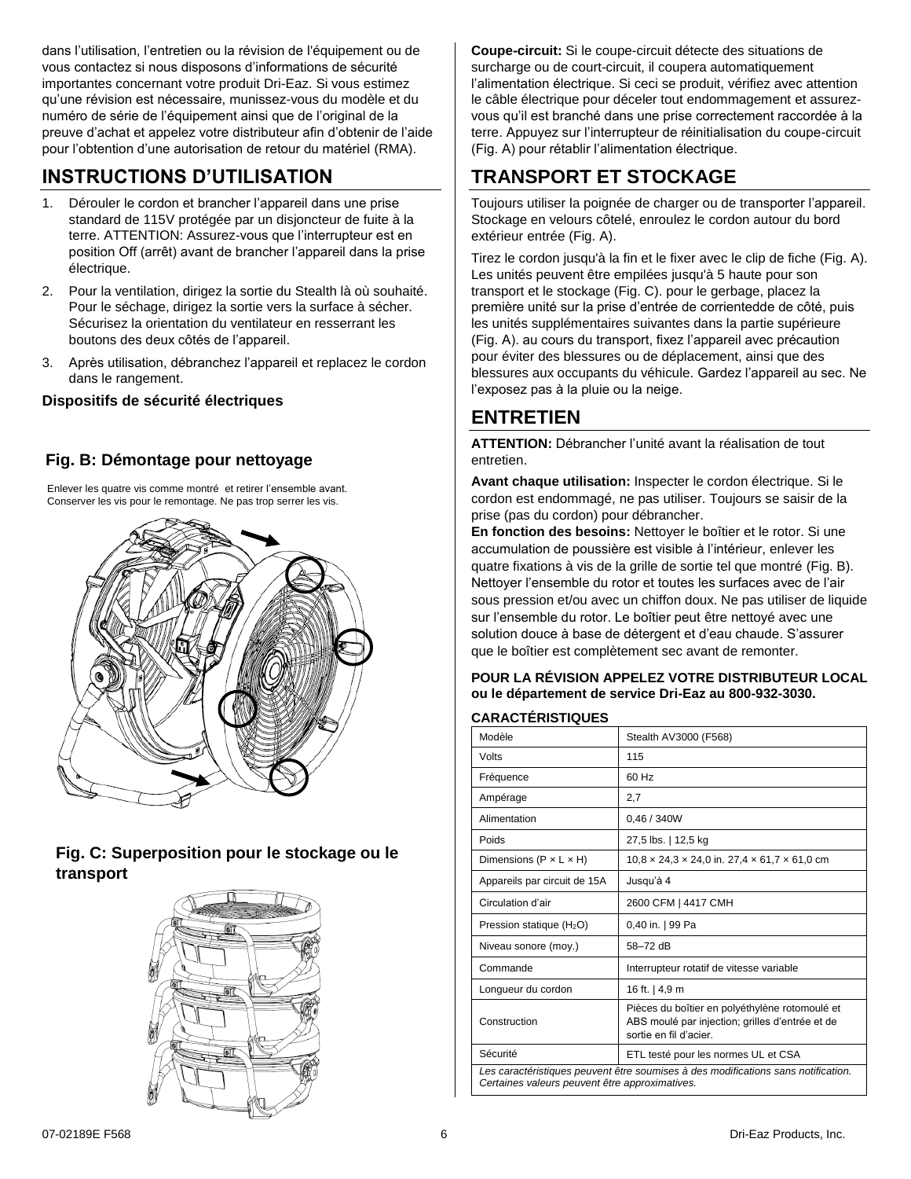dans l'utilisation, l'entretien ou la révision de l'équipement ou de vous contactez si nous disposons d'informations de sécurité importantes concernant votre produit Dri-Eaz. Si vous estimez qu'une révision est nécessaire, munissez-vous du modèle et du numéro de série de l'équipement ainsi que de l'original de la preuve d'achat et appelez votre distributeur afin d'obtenir de l'aide pour l'obtention d'une autorisation de retour du matériel (RMA).

## INSTRUCTIONS D'UTILISATION

1. Dérouler le cordon et brancher l'appareil dans une prise standard de 115V protégée par un disjoncteur de fuite à la terre. ATTENTION: Assurez-vous que l'interrupteur est en position Off (arrêt) avant de brancher l'appareil dans la prise électrique.
2. Pour la ventilation, dirigez la sortie du Stealth là où souhaité. Pour le séchage, dirigez la sortie vers la surface à sécher. Sécurisez la orientation du ventilateur en resserrant les boutons des deux côtés de l'appareil.
3. Après utilisation, débranchez l'appareil et replacez le cordon dans le rangement.

**Dispositifs de sécurité électriques**

### Fig. B: Démontage pour nettoyage

Enlever les quatre vis comme montré et retirer l'ensemble avant. Conserver les vis pour le remontage. Ne pas trop serrer les vis.

### Fig. C: Superposition pour le stockage ou le transport

**Coupe-circuit:** Si le coupe-circuit détecte des situations de surcharge ou de court-circuit, il coupera automatiquement l'alimentation électrique. Si ceci se produit, vérifiez avec attention le câble électrique pour déceler tout endommagement et assurez-vous qu'il est branché dans une prise correctement raccordée à la terre. Appuyez sur l'interrupteur de réinitialisation du coupe-circuit (Fig. A) pour rétablir l'alimentation électrique.

## TRANSPORT ET STOCKAGE

Toujours utiliser la poignée de charger ou de transporter l'appareil. Stockage en velours côtelé, enroulez le cordon autour du bord extérieur entrée (Fig. A).

Tirez le cordon jusqu'à la fin et le fixer avec le clip de fiche (Fig. A). Les unités peuvent être empilées jusqu'à 5 haute pour son transport et le stockage (Fig. C). pour le gerbage, placez la première unité sur la prise d'entrée de corrientedde de côté, puis les unités supplémentaires suivantes dans la partie supérieure (Fig. A). au cours du transport, fixez l'appareil avec précaution pour éviter des blessures ou de déplacement, ainsi que des blessures aux occupants du véhicule. Gardez l'appareil au sec. Ne l'exposez pas à la pluie ou la neige.

## ENTRETIEN

**ATTENTION:** Débrancher l'unité avant la réalisation de tout entretien.

**Avant chaque utilisation:** Inspecter le cordon électrique. Si le cordon est endommagé, ne pas utiliser. Toujours se saisir de la prise (pas du cordon) pour débrancher.

**En fonction des besoins:** Nettoyer le boîtier et le rotor. Si une accumulation de poussière est visible à l'intérieur, enlever les quatre fixations à vis de la grille de sortie tel que montré (Fig. B). Nettoyer l'ensemble du rotor et toutes les surfaces avec de l'air sous pression et/ou avec un chiffon doux. Ne pas utiliser de liquide sur l'ensemble du rotor. Le boîtier peut être nettoyé avec une solution douce à base de détergent et d'eau chaude. S'assurer que le boîtier est complètement sec avant de remonter.

**POUR LA RÉVISION APPELEZ VOTRE DISTRIBUTEUR LOCAL ou le département de service Dri-Eaz au 800-932-3030.**

**CARACTÉRISTIQUES**

| | |
|---|---|
| Modèle | Stealth AV3000 (F568) |
| Volts | 115 |
| Fréquence | 60 Hz |
| Ampérage | 2,7 |
| Alimentation | 0,46 / 340W |
| Poids | 27,5 lbs. \| 12,5 kg |
| Dimensions (P × L × H) | 10,8 × 24,3 × 24,0 in. 27,4 × 61,7 × 61,0 cm |
| Appareils par circuit de 15A | Jusqu'à 4 |
| Circulation d'air | 2600 CFM \| 4417 CMH |
| Pression statique ($H_2O$) | 0,40 in. \| 99 Pa |
| Niveau sonore (moy.) | 58–72 dB |
| Commande | Interrupteur rotatif de vitesse variable |
| Longueur du cordon | 16 ft. \| 4,9 m |
| Construction | Pièces du boîtier en polyéthylène rotomoulé et ABS moulé par injection; grilles d'entrée et de sortie en fil d'acier. |
| Sécurité | ETL testé pour les normes UL et CSA |

*Les caractéristiques peuvent être soumises à des modifications sans notification. Certaines valeurs peuvent être approximatives.*